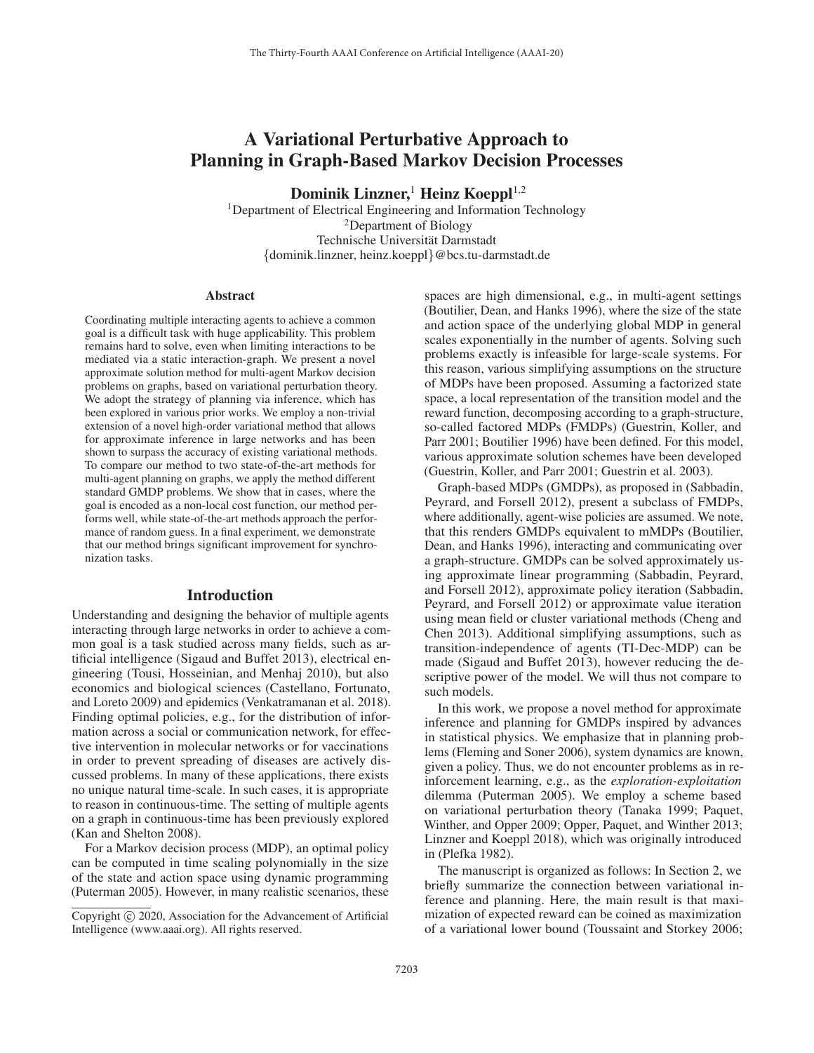# A Variational Perturbative Approach to Planning in Graph-Based Markov Decision Processes

**Dominik Linzner,[1] Heinz Koeppl[1,2]**

[1]Department of Electrical Engineering and Information Technology
[2]Department of Biology
Technische Universität Darmstadt
{dominik.linzner, heinz.koeppl}@bcs.tu-darmstadt.de

## Abstract

Coordinating multiple interacting agents to achieve a common goal is a difficult task with huge applicability. This problem remains hard to solve, even when limiting interactions to be mediated via a static interaction-graph. We present a novel approximate solution method for multi-agent Markov decision problems on graphs, based on variational perturbation theory. We adopt the strategy of planning via inference, which has been explored in various prior works. We employ a non-trivial extension of a novel high-order variational method that allows for approximate inference in large networks and has been shown to surpass the accuracy of existing variational methods. To compare our method to two state-of-the-art methods for multi-agent planning on graphs, we apply the method different standard GMDP problems. We show that in cases, where the goal is encoded as a non-local cost function, our method performs well, while state-of-the-art methods approach the performance of random guess. In a final experiment, we demonstrate that our method brings significant improvement for synchronization tasks.

## Introduction

Understanding and designing the behavior of multiple agents interacting through large networks in order to achieve a common goal is a task studied across many fields, such as artificial intelligence (Sigaud and Buffet 2013), electrical engineering (Tousi, Hosseinian, and Menhaj 2010), but also economics and biological sciences (Castellano, Fortunato, and Loreto 2009) and epidemics (Venkatramanan et al. 2018). Finding optimal policies, e.g., for the distribution of information across a social or communication network, for effective intervention in molecular networks or for vaccinations in order to prevent spreading of diseases are actively discussed problems. In many of these applications, there exists no unique natural time-scale. In such cases, it is appropriate to reason in continuous-time. The setting of multiple agents on a graph in continuous-time has been previously explored (Kan and Shelton 2008).

For a Markov decision process (MDP), an optimal policy can be computed in time scaling polynomially in the size of the state and action space using dynamic programming (Puterman 2005). However, in many realistic scenarios, these spaces are high dimensional, e.g., in multi-agent settings (Boutilier, Dean, and Hanks 1996), where the size of the state and action space of the underlying global MDP in general scales exponentially in the number of agents. Solving such problems exactly is infeasible for large-scale systems. For this reason, various simplifying assumptions on the structure of MDPs have been proposed. Assuming a factorized state space, a local representation of the transition model and the reward function, decomposing according to a graph-structure, so-called factored MDPs (FMDPs) (Guestrin, Koller, and Parr 2001; Boutilier 1996) have been defined. For this model, various approximate solution schemes have been developed (Guestrin, Koller, and Parr 2001; Guestrin et al. 2003).

Graph-based MDPs (GMDPs), as proposed in (Sabbadin, Peyrard, and Forsell 2012), present a subclass of FMDPs, where additionally, agent-wise policies are assumed. We note, that this renders GMDPs equivalent to mMDPs (Boutilier, Dean, and Hanks 1996), interacting and communicating over a graph-structure. GMDPs can be solved approximately using approximate linear programming (Sabbadin, Peyrard, and Forsell 2012), approximate policy iteration (Sabbadin, Peyrard, and Forsell 2012) or approximate value iteration using mean field or cluster variational methods (Cheng and Chen 2013). Additional simplifying assumptions, such as transition-independence of agents (TI-Dec-MDP) can be made (Sigaud and Buffet 2013), however reducing the descriptive power of the model. We will thus not compare to such models.

In this work, we propose a novel method for approximate inference and planning for GMDPs inspired by advances in statistical physics. We emphasize that in planning problems (Fleming and Soner 2006), system dynamics are known, given a policy. Thus, we do not encounter problems as in reinforcement learning, e.g., as the *exploration-exploitation* dilemma (Puterman 2005). We employ a scheme based on variational perturbation theory (Tanaka 1999; Paquet, Winther, and Opper 2009; Opper, Paquet, and Winther 2013; Linzner and Koeppl 2018), which was originally introduced in (Plefka 1982).

The manuscript is organized as follows: In Section 2, we briefly summarize the connection between variational inference and planning. Here, the main result is that maximization of expected reward can be coined as maximization of a variational lower bound (Toussaint and Storkey 2006;

Copyright © 2020, Association for the Advancement of Artificial Intelligence (www.aaai.org). All rights reserved.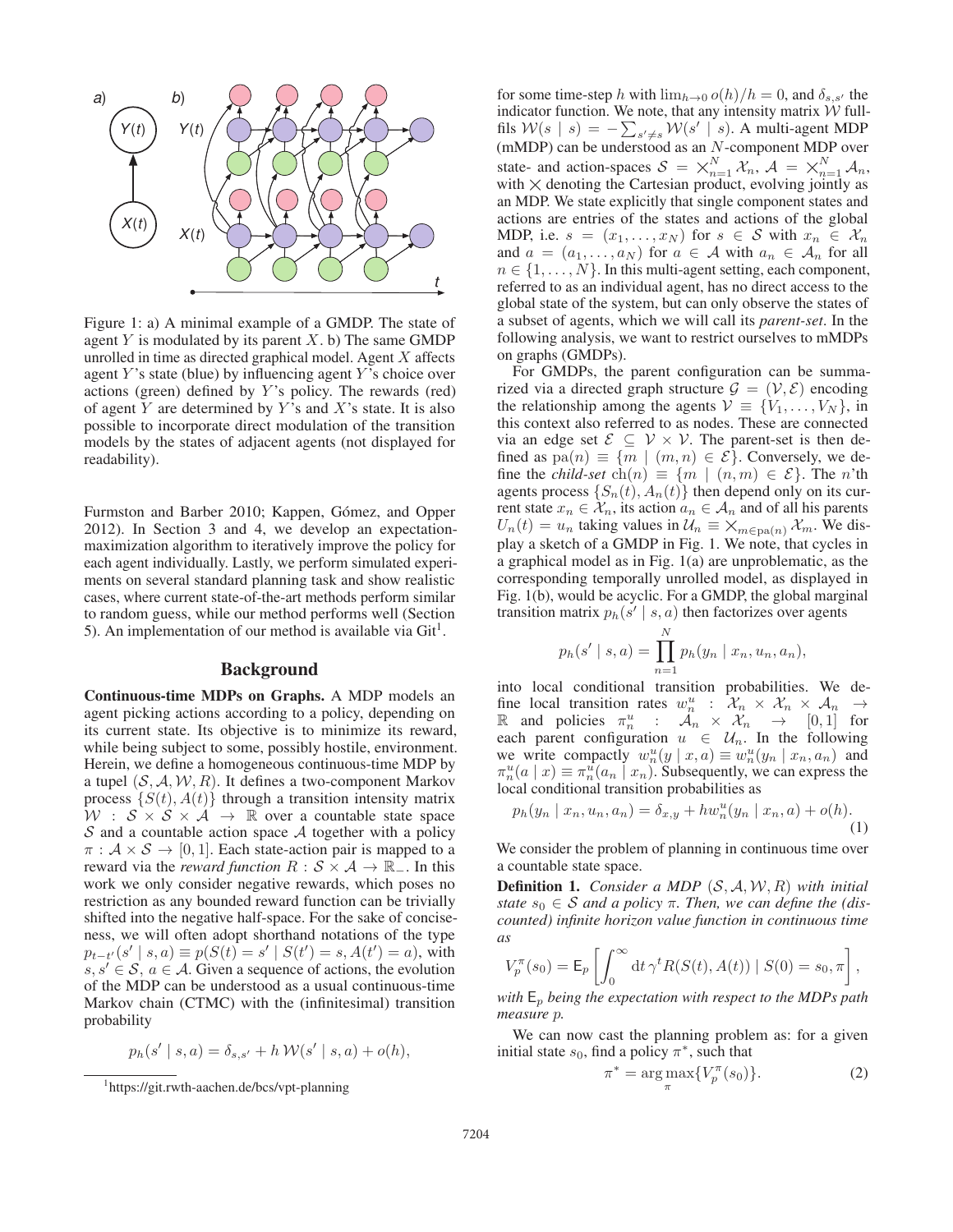Figure 1: a) A minimal example of a GMDP. The state of agent $Y$ is modulated by its parent $X$. b) The same GMDP unrolled in time as directed graphical model. Agent $X$ affects agent $Y$'s state (blue) by influencing agent $Y$'s choice over actions (green) defined by $Y$'s policy. The rewards (red) of agent $Y$ are determined by $Y$'s and $X$'s state. It is also possible to incorporate direct modulation of the transition models by the states of adjacent agents (not displayed for readability).

Furmston and Barber 2010; Kappen, Gómez, and Opper 2012). In Section 3 and 4, we develop an expectation-maximization algorithm to iteratively improve the policy for each agent individually. Lastly, we perform simulated experiments on several standard planning task and show realistic cases, where current state-of-the-art methods perform similar to random guess, while our method performs well (Section 5). An implementation of our method is available via Git[1].

## Background

**Continuous-time MDPs on Graphs.** A MDP models an agent picking actions according to a policy, depending on its current state. Its objective is to minimize its reward, while being subject to some, possibly hostile, environment. Herein, we define a homogeneous continuous-time MDP by a tupel $(\mathcal{S}, \mathcal{A}, \mathcal{W}, R)$. It defines a two-component Markov process $\{S(t), A(t)\}$ through a transition intensity matrix $\mathcal{W} : \mathcal{S} \times \mathcal{S} \times \mathcal{A} \to \mathbb{R}$ over a countable state space $\mathcal{S}$ and a countable action space $\mathcal{A}$ together with a policy $\pi : \mathcal{A} \times \mathcal{S} \to [0, 1]$. Each state-action pair is mapped to a reward via the *reward function* $R : \mathcal{S} \times \mathcal{A} \to \mathbb{R}_{-}$. In this work we only consider negative rewards, which poses no restriction as any bounded reward function can be trivially shifted into the negative half-space. For the sake of conciseness, we will often adopt shorthand notations of the type $p_{t-t'}(s' \mid s, a) \equiv p(S(t) = s' \mid S(t') = s, A(t') = a)$, with $s, s' \in \mathcal{S}$, $a \in \mathcal{A}$. Given a sequence of actions, the evolution of the MDP can be understood as a usual continuous-time Markov chain (CTMC) with the (infinitesimal) transition probability

$$p_h(s' \mid s, a) = \delta_{s,s'} + h\,\mathcal{W}(s' \mid s, a) + o(h),$$

for some time-step $h$ with $\lim_{h \to 0} o(h)/h = 0$, and $\delta_{s,s'}$ the indicator function. We note, that any intensity matrix $\mathcal{W}$ fullfils $\mathcal{W}(s \mid s) = -\sum_{s' \neq s} \mathcal{W}(s' \mid s)$. A multi-agent MDP (mMDP) can be understood as an $N$-component MDP over state- and action-spaces $\mathcal{S} = \times_{n=1}^{N} \mathcal{X}_n$, $\mathcal{A} = \times_{n=1}^{N} \mathcal{A}_n$, with $\times$ denoting the Cartesian product, evolving jointly as an MDP. We state explicitly that single component states and actions are entries of the states and actions of the global MDP, i.e. $s = (x_1, \ldots, x_N)$ for $s \in \mathcal{S}$ with $x_n \in \mathcal{X}_n$ and $a = (a_1, \ldots, a_N)$ for $a \in \mathcal{A}$ with $a_n \in \mathcal{A}_n$ for all $n \in \{1, \ldots, N\}$. In this multi-agent setting, each component, referred to as an individual agent, has no direct access to the global state of the system, but can only observe the states of a subset of agents, which we will call its *parent-set*. In the following analysis, we want to restrict ourselves to mMDPs on graphs (GMDPs).

For GMDPs, the parent configuration can be summarized via a directed graph structure $\mathcal{G} = (\mathcal{V}, \mathcal{E})$ encoding the relationship among the agents $\mathcal{V} \equiv \{V_1, \ldots, V_N\}$, in this context also referred to as nodes. These are connected via an edge set $\mathcal{E} \subseteq \mathcal{V} \times \mathcal{V}$. The parent-set is then defined as $\mathrm{pa}(n) \equiv \{m \mid (m, n) \in \mathcal{E}\}$. Conversely, we define the *child-set* $\mathrm{ch}(n) \equiv \{m \mid (n, m) \in \mathcal{E}\}$. The $n$'th agents process $\{S_n(t), A_n(t)\}$ then depend only on its current state $x_n \in \mathcal{X}_n$, its action $a_n \in \mathcal{A}_n$ and of all his parents $U_n(t) = u_n$ taking values in $\mathcal{U}_n \equiv \times_{m \in \mathrm{pa}(n)} \mathcal{X}_m$. We display a sketch of a GMDP in Fig. 1. We note, that cycles in a graphical model as in Fig. 1(a) are unproblematic, as the corresponding temporally unrolled model, as displayed in Fig. 1(b), would be acyclic. For a GMDP, the global marginal transition matrix $p_h(s' \mid s, a)$ then factorizes over agents

$$p_h(s' \mid s, a) = \prod_{n=1}^{N} p_h(y_n \mid x_n, u_n, a_n),$$

into local conditional transition probabilities. We define local transition rates $w_n^u : \mathcal{X}_n \times \mathcal{X}_n \times \mathcal{A}_n \to \mathbb{R}$ and policies $\pi_n^u : \mathcal{A}_n \times \mathcal{X}_n \to [0, 1]$ for each parent configuration $u \in \mathcal{U}_n$. In the following we write compactly $w_n^u(y \mid x, a) \equiv w_n^u(y_n \mid x_n, a_n)$ and $\pi_n^u(a \mid x) \equiv \pi_n^u(a_n \mid x_n)$. Subsequently, we can express the local conditional transition probabilities as

$$p_h(y_n \mid x_n, u_n, a_n) = \delta_{x,y} + h w_n^u(y_n \mid x_n, a) + o(h). \tag{1}$$

We consider the problem of planning in continuous time over a countable state space.

**Definition 1.** *Consider a MDP $(\mathcal{S}, \mathcal{A}, \mathcal{W}, R)$ with initial state $s_0 \in \mathcal{S}$ and a policy $\pi$. Then, we can define the (discounted) infinite horizon value function in continuous time as*

$$V_p^{\pi}(s_0) = \mathsf{E}_p\left[\int_0^{\infty} \mathrm{d}t\, \gamma^t R(S(t), A(t)) \mid S(0) = s_0, \pi\right],$$

*with $\mathsf{E}_p$ being the expectation with respect to the MDPs path measure $p$.*

We can now cast the planning problem as: for a given initial state $s_0$, find a policy $\pi^*$, such that

$$\pi^* = \arg\max_{\pi}\{V_p^{\pi}(s_0)\}. \tag{2}$$

[1] https://git.rwth-aachen.de/bcs/vpt-planning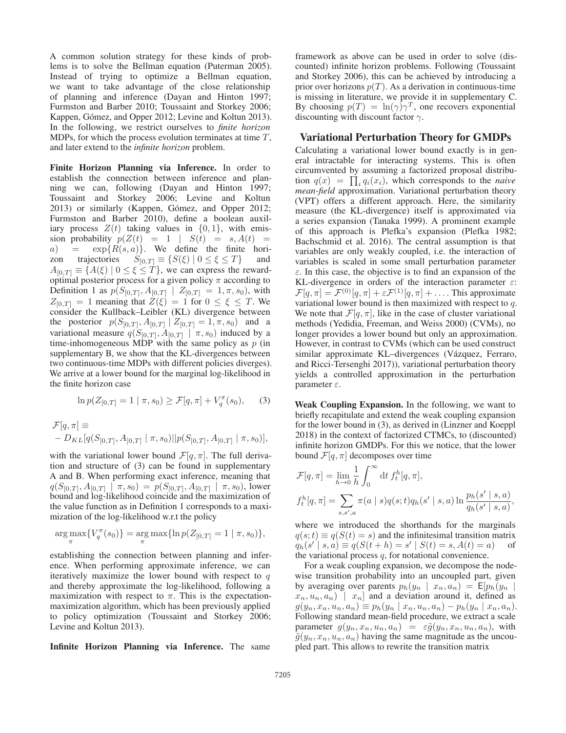A common solution strategy for these kinds of problems is to solve the Bellman equation (Puterman 2005). Instead of trying to optimize a Bellman equation, we want to take advantage of the close relationship of planning and inference (Dayan and Hinton 1997; Furmston and Barber 2010; Toussaint and Storkey 2006; Kappen, Gómez, and Opper 2012; Levine and Koltun 2013). In the following, we restrict ourselves to *finite horizon* MDPs, for which the process evolution terminates at time $T$, and later extend to the *infinite horizon* problem.

**Finite Horizon Planning via Inference.** In order to establish the connection between inference and planning we can, following (Dayan and Hinton 1997; Toussaint and Storkey 2006; Levine and Koltun 2013) or similarly (Kappen, Gómez, and Opper 2012; Furmston and Barber 2010), define a boolean auxiliary process $Z(t)$ taking values in $\{0, 1\}$, with emission probability $p(Z(t) = 1 \mid S(t) = s, A(t) = a) = \exp\{R(s, a)\}$. We define the finite horizon trajectories $S_{[0,T]} \equiv \{S(\xi) \mid 0 \leq \xi \leq T\}$ and $A_{[0,T]} \equiv \{A(\xi) \mid 0 \leq \xi \leq T\}$, we can express the reward-optimal posterior process for a given policy $\pi$ according to Definition 1 as $p(S_{[0,T]}, A_{[0,T]} \mid Z_{[0,T]} = 1, \pi, s_0)$, with $Z_{[0,T]} = 1$ meaning that $Z(\xi) = 1$ for $0 \leq \xi \leq T$. We consider the Kullback–Leibler (KL) divergence between the posterior $p(S_{[0,T]}, A_{[0,T]} \mid Z_{[0,T]} = 1, \pi, s_0)$ and a variational measure $q(S_{[0,T]}, A_{[0,T]} \mid \pi, s_0)$ induced by a time-inhomogeneous MDP with the same policy as $p$ (in supplementary B, we show that the KL-divergences between two continuous-time MDPs with different policies diverges). We arrive at a lower bound for the marginal log-likelihood in the finite horizon case

$$\ln p(Z_{[0,T]} = 1 \mid \pi, s_0) \geq \mathcal{F}[q, \pi] + V_q^\pi(s_0), \qquad (3)$$

$$\mathcal{F}[q, \pi] \equiv$$
$$- D_{KL}[q(S_{[0,T]}, A_{[0,T]} \mid \pi, s_0) || p(S_{[0,T]}, A_{[0,T]} \mid \pi, s_0)],$$

with the variational lower bound $\mathcal{F}[q, \pi]$. The full derivation and structure of (3) can be found in supplementary A and B. When performing exact inference, meaning that $q(S_{[0,T]}, A_{[0,T]} \mid \pi, s_0) = p(S_{[0,T]}, A_{[0,T]} \mid \pi, s_0)$, lower bound and log-likelihood coincide and the maximization of the value function as in Definition 1 corresponds to a maximization of the log-likelihood w.r.t the policy

$$\arg\max_\pi \{V_q^\pi(s_0)\} = \arg\max_\pi \{\ln p(Z_{[0,T]} = 1 \mid \pi, s_0)\},$$

establishing the connection between planning and inference. When performing approximate inference, we can iteratively maximize the lower bound with respect to $q$ and thereby approximate the log-likelihood, following a maximization with respect to $\pi$. This is the expectation-maximization algorithm, which has been previously applied to policy optimization (Toussaint and Storkey 2006; Levine and Koltun 2013).

**Infinite Horizon Planning via Inference.** The same framework as above can be used in order to solve (discounted) infinite horizon problems. Following (Toussaint and Storkey 2006), this can be achieved by introducing a prior over horizons $p(T)$. As a derivation in continuous-time is missing in literature, we provide it in supplementary C. By choosing $p(T) = \ln(\gamma)\gamma^T$, one recovers exponential discounting with discount factor $\gamma$.

## Variational Perturbation Theory for GMDPs

Calculating a variational lower bound exactly is in general intractable for interacting systems. This is often circumvented by assuming a factorized proposal distribution $q(x) = \prod_i q_i(x_i)$, which corresponds to the *naive mean-field* approximation. Variational perturbation theory (VPT) offers a different approach. Here, the similarity measure (the KL-divergence) itself is approximated via a series expansion (Tanaka 1999). A prominent example of this approach is Plefka's expansion (Plefka 1982; Bachschmid et al. 2016). The central assumption is that variables are only weakly coupled, i.e. the interaction of variables is scaled in some small perturbation parameter $\varepsilon$. In this case, the objective is to find an expansion of the KL-divergence in orders of the interaction parameter $\varepsilon$: $\mathcal{F}[q, \pi] = \mathcal{F}^{(0)}[q, \pi] + \varepsilon\mathcal{F}^{(1)}[q, \pi] + \ldots$. This approximate variational lower bound is then maximized with respect to $q$. We note that $\mathcal{F}[q, \pi]$, like in the case of cluster variational methods (Yedidia, Freeman, and Weiss 2000) (CVMs), no longer provides a lower bound but only an approximation. However, in contrast to CVMs (which can be used construct similar approximate KL–divergences (Vázquez, Ferraro, and Ricci-Tersenghi 2017)), variational perturbation theory yields a controlled approximation in the perturbation parameter $\varepsilon$.

**Weak Coupling Expansion.** In the following, we want to briefly recapitulate and extend the weak coupling expansion for the lower bound in (3), as derived in (Linzner and Koeppl 2018) in the context of factorized CTMCs, to (discounted) infinite horizon GMDPs. For this we notice, that the lower bound $\mathcal{F}[q, \pi]$ decomposes over time

$$\mathcal{F}[q, \pi] = \lim_{h \to 0} \frac{1}{h} \int_0^\infty \mathrm{d}t \, f_t^h[q, \pi],$$

$$f_t^h[q, \pi] = \sum_{s, s', a} \pi(a \mid s) q(s; t) q_h(s' \mid s, a) \ln \frac{p_h(s' \mid s, a)}{q_h(s' \mid s, a)},$$

where we introduced the shorthands for the marginals $q(s; t) \equiv q(S(t) = s)$ and the infinitesimal transition matrix $q_h(s' \mid s, a) \equiv q(S(t + h) = s' \mid S(t) = s, A(t) = a)$ of the variational process $q$, for notational convenience.

For a weak coupling expansion, we decompose the node-wise transition probability into an uncoupled part, given by averaging over parents $p_h(y_n \mid x_n, a_n) = \mathsf{E}[p_h(y_n \mid x_n, u_n, a_n) \mid x_n]$ and a deviation around it, defined as $g(y_n, x_n, u_n, a_n) \equiv p_h(y_n \mid x_n, u_n, a_n) - p_h(y_n \mid x_n, a_n)$. Following standard mean-field procedure, we extract a scale parameter $g(y_n, x_n, u_n, a_n) = \varepsilon\tilde{g}(y_n, x_n, u_n, a_n)$, with $\tilde{g}(y_n, x_n, u_n, a_n)$ having the same magnitude as the uncoupled part. This allows to rewrite the transition matrix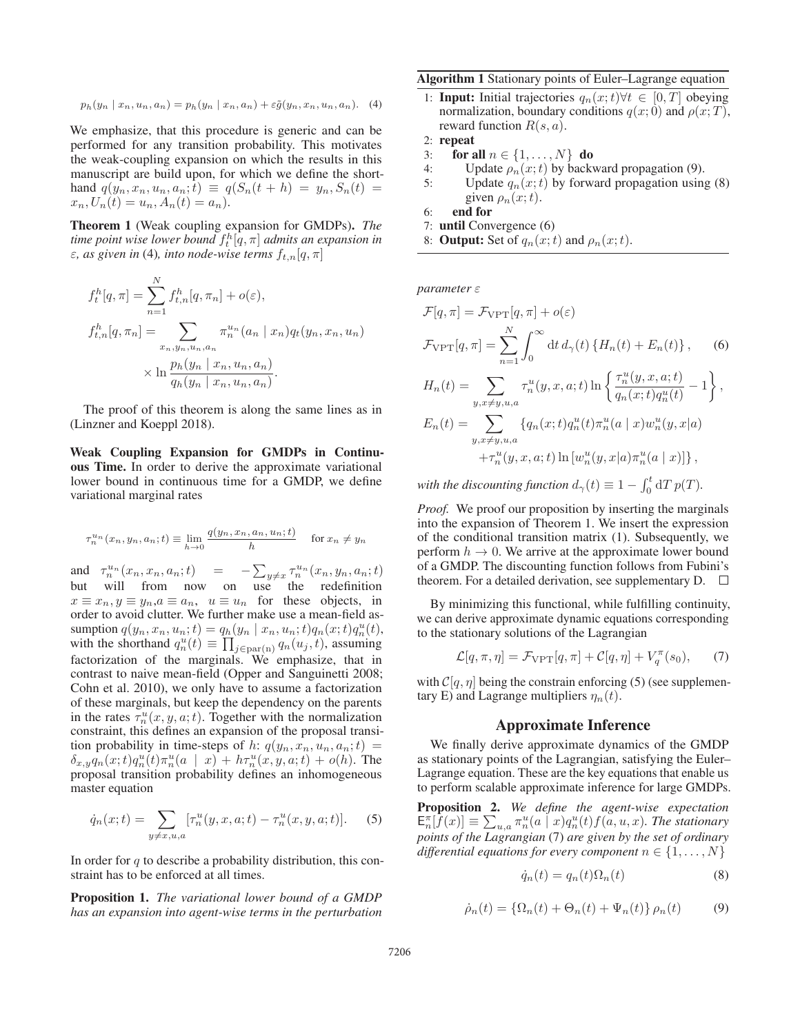$$p_h(y_n \mid x_n, u_n, a_n) = p_h(y_n \mid x_n, a_n) + \varepsilon \tilde{g}(y_n, x_n, u_n, a_n). \quad (4)$$

We emphasize, that this procedure is generic and can be performed for any transition probability. This motivates the weak-coupling expansion on which the results in this manuscript are build upon, for which we define the shorthand $q(y_n, x_n, u_n, a_n; t) \equiv q(S_n(t+h) = y_n, S_n(t) = x_n, U_n(t) = u_n, A_n(t) = a_n)$.

**Theorem 1** (Weak coupling expansion for GMDPs)**.** *The time point wise lower bound $f_t^h[q, \pi]$ admits an expansion in $\varepsilon$, as given in* (4)*, into node-wise terms $f_{t,n}[q, \pi]$*

$$f_t^h[q, \pi] = \sum_{n=1}^{N} f_{t,n}^h[q, \pi_n] + o(\varepsilon),$$

$$f_{t,n}^h[q, \pi_n] = \sum_{x_n, y_n, u_n, a_n} \pi_n^{u_n}(a_n \mid x_n) q_t(y_n, x_n, u_n) \times \ln \frac{p_h(y_n \mid x_n, u_n, a_n)}{q_h(y_n \mid x_n, u_n, a_n)}.$$

The proof of this theorem is along the same lines as in (Linzner and Koeppl 2018).

**Weak Coupling Expansion for GMDPs in Continuous Time.** In order to derive the approximate variational lower bound in continuous time for a GMDP, we define variational marginal rates

$$\tau_n^{u_n}(x_n, y_n, a_n; t) \equiv \lim_{h \to 0} \frac{q(y_n, x_n, a_n, u_n; t)}{h} \quad \text{for } x_n \neq y_n$$

and $\tau_n^{u_n}(x_n, x_n, a_n; t) = -\sum_{y \neq x} \tau_n^{u_n}(x_n, y_n, a_n; t)$ but will from now on use the redefinition $x \equiv x_n, y \equiv y_n, a \equiv a_n, \ u \equiv u_n$ for these objects, in order to avoid clutter. We further make use a mean-field assumption $q(y_n, x_n, u_n; t) = q_h(y_n \mid x_n, u_n; t) q_n(x; t) q_n^u(t)$, with the shorthand $q_n^u(t) \equiv \prod_{j \in \text{par}(n)} q_n(u_j, t)$, assuming factorization of the marginals. We emphasize, that in contrast to naive mean-field (Opper and Sanguinetti 2008; Cohn et al. 2010), we only have to assume a factorization of these marginals, but keep the dependency on the parents in the rates $\tau_n^u(x, y, a; t)$. Together with the normalization constraint, this defines an expansion of the proposal transition probability in time-steps of $h$: $q(y_n, x_n, u_n, a_n; t) = \delta_{x,y} q_n(x; t) q_n^u(t) \pi_n^u(a \mid x) + h \tau_n^u(x, y, a; t) + o(h)$. The proposal transition probability defines an inhomogeneous master equation

$$\dot{q}_n(x; t) = \sum_{y \neq x, u, a} [\tau_n^u(y, x, a; t) - \tau_n^u(x, y, a; t)]. \quad (5)$$

In order for $q$ to describe a probability distribution, this constraint has to be enforced at all times.

**Proposition 1.** *The variational lower bound of a GMDP has an expansion into agent-wise terms in the perturbation parameter $\varepsilon$*

$$\mathcal{F}[q, \pi] = \mathcal{F}_{\text{VPT}}[q, \pi] + o(\varepsilon)$$

$$\mathcal{F}_{\text{VPT}}[q, \pi] = \sum_{n=1}^{N} \int_0^\infty \mathrm{d}t \, d_\gamma(t) \left\{ H_n(t) + E_n(t) \right\}, \quad (6)$$

$$H_n(t) = \sum_{y, x \neq y, u, a} \tau_n^u(y, x, a; t) \ln \left\{ \frac{\tau_n^u(y, x, a; t)}{q_n(x; t) q_n^u(t)} - 1 \right\},$$

$$E_n(t) = \sum_{y, x \neq y, u, a} \{ q_n(x; t) q_n^u(t) \pi_n^u(a \mid x) w_n^u(y, x \vert a) + \tau_n^u(y, x, a; t) \ln [w_n^u(y, x \vert a) \pi_n^u(a \mid x)] \},$$

*with the discounting function $d_\gamma(t) \equiv 1 - \int_0^t \mathrm{d}T \, p(T)$.*

*Proof.* We proof our proposition by inserting the marginals into the expansion of Theorem 1. We insert the expression of the conditional transition matrix (1). Subsequently, we perform $h \to 0$. We arrive at the approximate lower bound of a GMDP. The discounting function follows from Fubini's theorem. For a detailed derivation, see supplementary D. $\square$

By minimizing this functional, while fulfilling continuity, we can derive approximate dynamic equations corresponding to the stationary solutions of the Lagrangian

$$\mathcal{L}[q, \pi, \eta] = \mathcal{F}_{\text{VPT}}[q, \pi] + \mathcal{C}[q, \eta] + V_q^\pi(s_0), \quad (7)$$

with $\mathcal{C}[q, \eta]$ being the constrain enforcing (5) (see supplementary E) and Lagrange multipliers $\eta_n(t)$.

**Algorithm 1** Stationary points of Euler–Lagrange equation

```
1: Input: Initial trajectories q_n(x;t) ∀t ∈ [0,T] obeying
   normalization, boundary conditions q(x;0) and ρ(x;T),
   reward function R(s,a).
2: repeat
3:   for all n ∈ {1,...,N} do
4:     Update ρ_n(x;t) by backward propagation (9).
5:     Update q_n(x;t) by forward propagation using (8)
       given ρ_n(x;t).
6:   end for
7: until Convergence (6)
8: Output: Set of q_n(x;t) and ρ_n(x;t).
```

## Approximate Inference

We finally derive approximate dynamics of the GMDP as stationary points of the Lagrangian, satisfying the Euler–Lagrange equation. These are the key equations that enable us to perform scalable approximate inference for large GMDPs.

**Proposition 2.** *We define the agent-wise expectation $\mathsf{E}_n^\pi[f(x)] \equiv \sum_{u,a} \pi_n^u(a \mid x) q_n^u(t) f(a, u, x)$. The stationary points of the Lagrangian* (7) *are given by the set of ordinary differential equations for every component $n \in \{1, \ldots, N\}$*

$$\dot{q}_n(t) = q_n(t) \Omega_n(t) \quad (8)$$

$$\dot{\rho}_n(t) = \{ \Omega_n(t) + \Theta_n(t) + \Psi_n(t) \} \rho_n(t) \quad (9)$$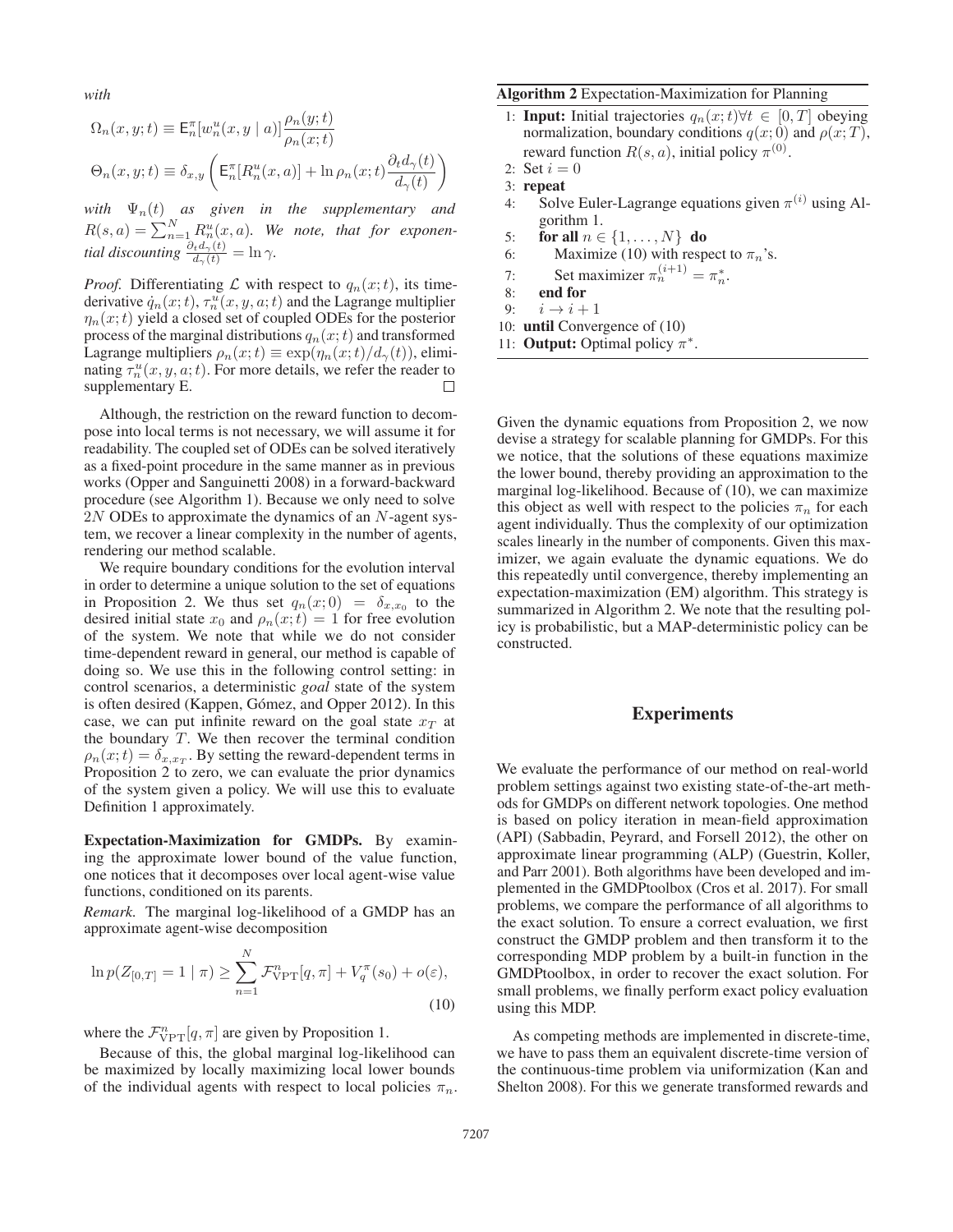*with*

$$\Omega_n(x, y; t) \equiv \mathsf{E}_n^{\pi}[w_n^u(x, y \mid a)] \frac{\rho_n(y; t)}{\rho_n(x; t)}$$

$$\Theta_n(x, y; t) \equiv \delta_{x,y} \left( \mathsf{E}_n^{\pi}[R_n^u(x, a)] + \ln \rho_n(x; t) \frac{\partial_t d_\gamma(t)}{d_\gamma(t)} \right)$$

*with* $\Psi_n(t)$ *as given in the supplementary and* $R(s, a) = \sum_{n=1}^{N} R_n^u(x, a)$. *We note, that for exponential discounting* $\frac{\partial_t d_\gamma(t)}{d_\gamma(t)} = \ln \gamma$.

*Proof.* Differentiating $\mathcal{L}$ with respect to $q_n(x; t)$, its time-derivative $\dot{q}_n(x; t)$, $\tau_n^u(x, y, a; t)$ and the Lagrange multiplier $\eta_n(x; t)$ yield a closed set of coupled ODEs for the posterior process of the marginal distributions $q_n(x; t)$ and transformed Lagrange multipliers $\rho_n(x; t) \equiv \exp(\eta_n(x; t)/d_\gamma(t))$, eliminating $\tau_n^u(x, y, a; t)$. For more details, we refer the reader to supplementary E. □

Although, the restriction on the reward function to decompose into local terms is not necessary, we will assume it for readability. The coupled set of ODEs can be solved iteratively as a fixed-point procedure in the same manner as in previous works (Opper and Sanguinetti 2008) in a forward-backward procedure (see Algorithm 1). Because we only need to solve $2N$ ODEs to approximate the dynamics of an $N$-agent system, we recover a linear complexity in the number of agents, rendering our method scalable.

We require boundary conditions for the evolution interval in order to determine a unique solution to the set of equations in Proposition 2. We thus set $q_n(x; 0) = \delta_{x,x_0}$ to the desired initial state $x_0$ and $\rho_n(x; t) = 1$ for free evolution of the system. We note that while we do not consider time-dependent reward in general, our method is capable of doing so. We use this in the following control setting: in control scenarios, a deterministic *goal* state of the system is often desired (Kappen, Gómez, and Opper 2012). In this case, we can put infinite reward on the goal state $x_T$ at the boundary $T$. We then recover the terminal condition $\rho_n(x; t) = \delta_{x,x_T}$. By setting the reward-dependent terms in Proposition 2 to zero, we can evaluate the prior dynamics of the system given a policy. We will use this to evaluate Definition 1 approximately.

**Expectation-Maximization for GMDPs.** By examining the approximate lower bound of the value function, one notices that it decomposes over local agent-wise value functions, conditioned on its parents.

*Remark.* The marginal log-likelihood of a GMDP has an approximate agent-wise decomposition

$$\ln p(Z_{[0,T]} = 1 \mid \pi) \geq \sum_{n=1}^{N} \mathcal{F}_{\mathrm{VPT}}^n[q, \pi] + V_q^{\pi}(s_0) + o(\varepsilon), \tag{10}$$

where the $\mathcal{F}_{\mathrm{VPT}}^n[q, \pi]$ are given by Proposition 1.

Because of this, the global marginal log-likelihood can be maximized by locally maximizing local lower bounds of the individual agents with respect to local policies $\pi_n$.

**Algorithm 2** Expectation-Maximization for Planning

```
1:  Input: Initial trajectories q_n(x;t) ∀t ∈ [0,T] obeying
    normalization, boundary conditions q(x;0) and ρ(x;T),
    reward function R(s,a), initial policy π^(0).
2:  Set i = 0
3:  repeat
4:     Solve Euler-Lagrange equations given π^(i) using Al-
       gorithm 1.
5:     for all n ∈ {1,...,N} do
6:        Maximize (10) with respect to π_n's.
7:        Set maximizer π_n^(i+1) = π_n^*.
8:     end for
9:     i → i + 1
10: until Convergence of (10)
11: Output: Optimal policy π^*.
```

Given the dynamic equations from Proposition 2, we now devise a strategy for scalable planning for GMDPs. For this we notice, that the solutions of these equations maximize the lower bound, thereby providing an approximation to the marginal log-likelihood. Because of (10), we can maximize this object as well with respect to the policies $\pi_n$ for each agent individually. Thus the complexity of our optimization scales linearly in the number of components. Given this maximizer, we again evaluate the dynamic equations. We do this repeatedly until convergence, thereby implementing an expectation-maximization (EM) algorithm. This strategy is summarized in Algorithm 2. We note that the resulting policy is probabilistic, but a MAP-deterministic policy can be constructed.

## Experiments

We evaluate the performance of our method on real-world problem settings against two existing state-of-the-art methods for GMDPs on different network topologies. One method is based on policy iteration in mean-field approximation (API) (Sabbadin, Peyrard, and Forsell 2012), the other on approximate linear programming (ALP) (Guestrin, Koller, and Parr 2001). Both algorithms have been developed and implemented in the GMDPtoolbox (Cros et al. 2017). For small problems, we compare the performance of all algorithms to the exact solution. To ensure a correct evaluation, we first construct the GMDP problem and then transform it to the corresponding MDP problem by a built-in function in the GMDPtoolbox, in order to recover the exact solution. For small problems, we finally perform exact policy evaluation using this MDP.

As competing methods are implemented in discrete-time, we have to pass them an equivalent discrete-time version of the continuous-time problem via uniformization (Kan and Shelton 2008). For this we generate transformed rewards and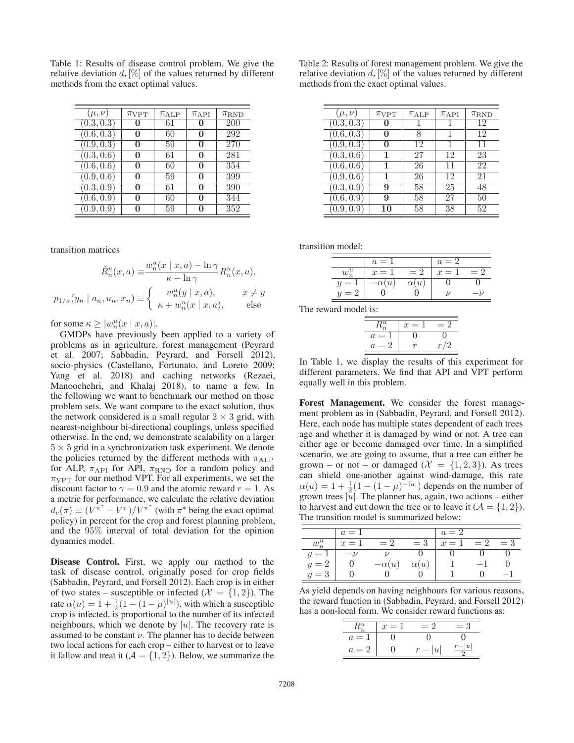Table 1: Results of disease control problem. We give the relative deviation $d_r[\%]$ of the values returned by different methods from the exact optimal values.

| $(\mu, \nu)$ | $\pi_{\text{VPT}}$ | $\pi_{\text{ALP}}$ | $\pi_{\text{API}}$ | $\pi_{\text{RND}}$ |
|---|---|---|---|---|
| $(0.3, 0.3)$ | **0** | 61 | **0** | 200 |
| $(0.6, 0.3)$ | **0** | 60 | **0** | 292 |
| $(0.9, 0.3)$ | **0** | 59 | **0** | 270 |
| $(0.3, 0.6)$ | **0** | 61 | **0** | 281 |
| $(0.6, 0.6)$ | **0** | 60 | **0** | 354 |
| $(0.9, 0.6)$ | **0** | 59 | **0** | 399 |
| $(0.3, 0.9)$ | **0** | 61 | **0** | 390 |
| $(0.6, 0.9)$ | **0** | 60 | **0** | 344 |
| $(0.9, 0.9)$ | **0** | 59 | **0** | 352 |

transition matrices

$$\tilde{R}_n^u(x, a) \equiv \frac{w_n^u(x \mid x, a) - \ln \gamma}{\kappa - \ln \gamma} R_n^u(x, a),$$

$$p_{1/\kappa}(y_n \mid a_n, u_n, x_n) \equiv \begin{cases} w_n^u(y \mid x, a), & x \neq y \\ \kappa + w_n^u(x \mid x, a), & \text{else} \end{cases}$$

for some $\kappa \geq |w_n^u(x \mid x, a)|$.

GMDPs have previously been applied to a variety of problems as in agriculture, forest management (Peyrard et al. 2007; Sabbadin, Peyrard, and Forsell 2012), socio-physics (Castellano, Fortunato, and Loreto 2009; Yang et al. 2018) and caching networks (Rezaei, Manoochehri, and Khalaj 2018), to name a few. In the following we want to benchmark our method on those problem sets. We want compare to the exact solution, thus the network considered is a small regular $2 \times 3$ grid, with nearest-neighbour bi-directional couplings, unless specified otherwise. In the end, we demonstrate scalability on a larger $5 \times 5$ grid in a synchronization task experiment. We denote the policies returned by the different methods with $\pi_{\text{ALP}}$ for ALP, $\pi_{\text{API}}$ for API, $\pi_{\text{RND}}$ for a random policy and $\pi_{\text{VPT}}$ for our method VPT. For all experiments, we set the discount factor to $\gamma = 0.9$ and the atomic reward $r = 1$. As a metric for performance, we calculate the relative deviation $d_r(\pi) \equiv (V^{\pi^*} - V^{\pi})/V^{\pi^*}$ (with $\pi^*$ being the exact optimal policy) in percent for the crop and forest planning problem, and the 95% interval of total deviation for the opinion dynamics model.

**Disease Control.** First, we apply our method to the task of disease control, originally posed for crop fields (Sabbadin, Peyrard, and Forsell 2012). Each crop is in either of two states – susceptible or infected ($\mathcal{X} = \{1, 2\}$). The rate $\alpha(u) = 1 + \frac{1}{2}(1 - (1 - \mu)^{|u|})$, with which a susceptible crop is infected, is proportional to the number of its infected neighbours, which we denote by $|u|$. The recovery rate is assumed to be constant $\nu$. The planner has to decide between two local actions for each crop – either to harvest or to leave it fallow and treat it ($\mathcal{A} = \{1, 2\}$). Below, we summarize the transition model:

| $w_n^u$ | $a = 1$, $x = 1$ | $= 2$ | $a = 2$, $x = 1$ | $= 2$ |
|---|---|---|---|---|
| $y = 1$ | $-\alpha(u)$ | $\alpha(u)$ | $0$ | $0$ |
| $y = 2$ | $0$ | $0$ | $\nu$ | $-\nu$ |

The reward model is:

| $R_n^u$ | $x = 1$ | $= 2$ |
|---|---|---|
| $a = 1$ | $0$ | $0$ |
| $a = 2$ | $r$ | $r/2$ |

In Table 1, we display the results of this experiment for different parameters. We find that API and VPT perform equally well in this problem.

Table 2: Results of forest management problem. We give the relative deviation $d_r[\%]$ of the values returned by different methods from the exact optimal values.

| $(\mu, \nu)$ | $\pi_{\text{VPT}}$ | $\pi_{\text{ALP}}$ | $\pi_{\text{API}}$ | $\pi_{\text{RND}}$ |
|---|---|---|---|---|
| $(0.3, 0.3)$ | **0** | 1 | 1 | 12 |
| $(0.6, 0.3)$ | **0** | 8 | 1 | 12 |
| $(0.9, 0.3)$ | **0** | 12 | 1 | 11 |
| $(0.3, 0.6)$ | **1** | 27 | 12 | 23 |
| $(0.6, 0.6)$ | **1** | 26 | 11 | 22 |
| $(0.9, 0.6)$ | **1** | 26 | 12 | 21 |
| $(0.3, 0.9)$ | **9** | 58 | 25 | 48 |
| $(0.6, 0.9)$ | **9** | 58 | 27 | 50 |
| $(0.9, 0.9)$ | **10** | 58 | 38 | 52 |

**Forest Management.** We consider the forest management problem as in (Sabbadin, Peyrard, and Forsell 2012). Here, each node has multiple states dependent of each trees age and whether it is damaged by wind or not. A tree can either age or become damaged over time. In a simplified scenario, we are going to assume, that a tree can either be grown – or not – or damaged ($\mathcal{X} = \{1, 2, 3\}$). As trees can shield one-another against wind-damage, this rate $\alpha(u) = 1 + \frac{1}{2}(1 - (1 - \mu)^{-|u|})$ depends on the number of grown trees $|u|$. The planner has, again, two actions – either to harvest and cut down the tree or to leave it ($\mathcal{A} = \{1, 2\}$). The transition model is summarized below:

| $w_n^u$ | $a = 1$, $x = 1$ | $= 2$ | $= 3$ | $a = 2$, $x = 1$ | $= 2$ | $= 3$ |
|---|---|---|---|---|---|---|
| $y = 1$ | $-\nu$ | $\nu$ | $0$ | $0$ | $0$ | $0$ |
| $y = 2$ | $0$ | $-\alpha(u)$ | $\alpha(u)$ | $1$ | $-1$ | $0$ |
| $y = 3$ | $0$ | $0$ | $0$ | $1$ | $0$ | $-1$ |

As yield depends on having neighbours for various reasons, the reward function in (Sabbadin, Peyrard, and Forsell 2012) has a non-local form. We consider reward functions as:

| $R_n^u$ | $x = 1$ | $= 2$ | $= 3$ |
|---|---|---|---|
| $a = 1$ | $0$ | $0$ | $0$ |
| $a = 2$ | $0$ | $r - \lvert u \rvert$ | $\frac{r - \lvert u \rvert}{2}$ |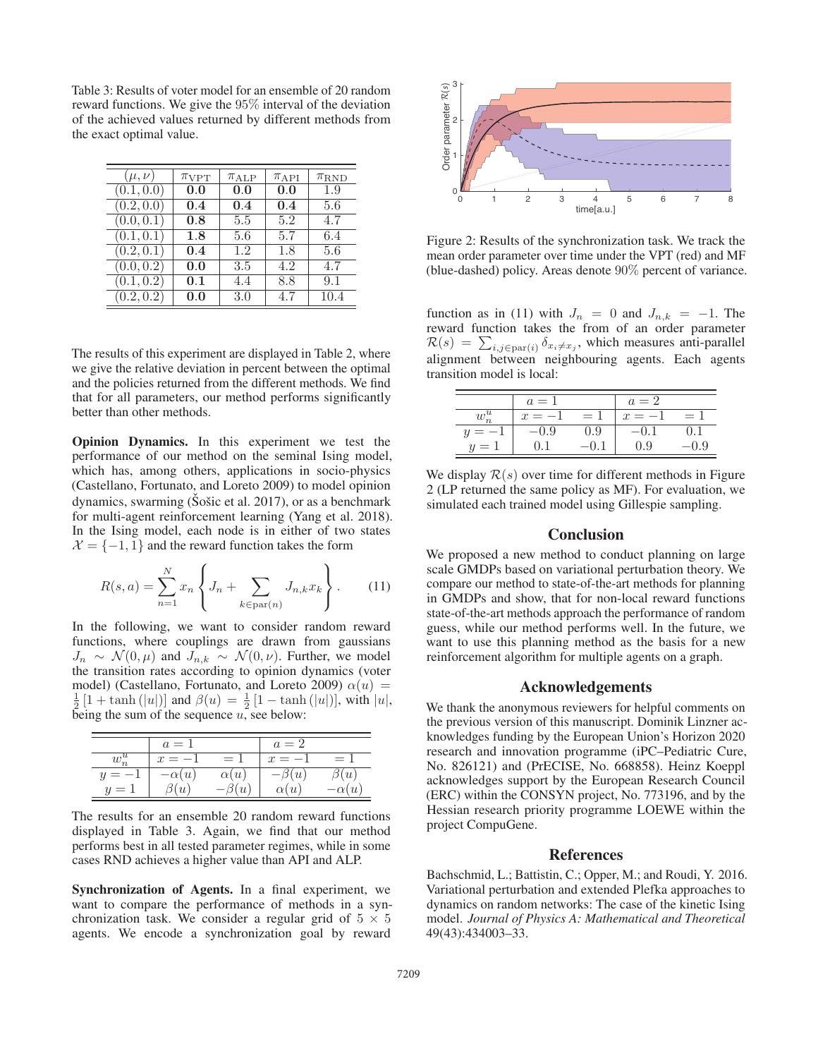Table 3: Results of voter model for an ensemble of 20 random reward functions. We give the 95% interval of the deviation of the achieved values returned by different methods from the exact optimal value.

| $(\mu, \nu)$ | $\pi_{\text{VPT}}$ | $\pi_{\text{ALP}}$ | $\pi_{\text{API}}$ | $\pi_{\text{RND}}$ |
|---|---|---|---|---|
| $(0.1, 0.0)$ | **0.0** | **0.0** | **0.0** | 1.9 |
| $(0.2, 0.0)$ | **0.4** | **0.4** | **0.4** | 5.6 |
| $(0.0, 0.1)$ | **0.8** | 5.5 | 5.2 | 4.7 |
| $(0.1, 0.1)$ | **1.8** | 5.6 | 5.7 | 6.4 |
| $(0.2, 0.1)$ | **0.4** | 1.2 | 1.8 | 5.6 |
| $(0.0, 0.2)$ | **0.0** | 3.5 | 4.2 | 4.7 |
| $(0.1, 0.2)$ | **0.1** | 4.4 | 8.8 | 9.1 |
| $(0.2, 0.2)$ | **0.0** | 3.0 | 4.7 | 10.4 |

The results of this experiment are displayed in Table 2, where we give the relative deviation in percent between the optimal and the policies returned from the different methods. We find that for all parameters, our method performs significantly better than other methods.

**Opinion Dynamics.** In this experiment we test the performance of our method on the seminal Ising model, which has, among others, applications in socio-physics (Castellano, Fortunato, and Loreto 2009) to model opinion dynamics, swarming (Šošic et al. 2017), or as a benchmark for multi-agent reinforcement learning (Yang et al. 2018). In the Ising model, each node is in either of two states $\mathcal{X} = \{-1, 1\}$ and the reward function takes the form

$$R(s, a) = \sum_{n=1}^{N} x_n \left\{ J_n + \sum_{k \in \text{par}(n)} J_{n,k} x_k \right\}. \qquad (11)$$

In the following, we want to consider random reward functions, where couplings are drawn from gaussians $J_n \sim \mathcal{N}(0, \mu)$ and $J_{n,k} \sim \mathcal{N}(0, \nu)$. Further, we model the transition rates according to opinion dynamics (voter model) (Castellano, Fortunato, and Loreto 2009) $\alpha(u) = \frac{1}{2}[1 + \tanh(|u|)]$ and $\beta(u) = \frac{1}{2}[1 - \tanh(|u|)]$, with $|u|$, being the sum of the sequence $u$, see below:

| $w_n^u$ | $a=1$, $x=-1$ | $a=1$, $=1$ | $a=2$, $x=-1$ | $a=2$, $=1$ |
|---|---|---|---|---|
| $y=-1$ | $-\alpha(u)$ | $\alpha(u)$ | $-\beta(u)$ | $\beta(u)$ |
| $y=1$ | $\beta(u)$ | $-\beta(u)$ | $\alpha(u)$ | $-\alpha(u)$ |

The results for an ensemble 20 random reward functions displayed in Table 3. Again, we find that our method performs best in all tested parameter regimes, while in some cases RND achieves a higher value than API and ALP.

**Synchronization of Agents.** In a final experiment, we want to compare the performance of methods in a synchronization task. We consider a regular grid of $5 \times 5$ agents. We encode a synchronization goal by reward function as in (11) with $J_n = 0$ and $J_{n,k} = -1$. The reward function takes the from of an order parameter $\mathcal{R}(s) = \sum_{i,j \in \text{par}(i)} \delta_{x_i \neq x_j}$, which measures anti-parallel alignment between neighbouring agents. Each agents transition model is local:

| $w_n^u$ | $a=1$, $x=-1$ | $a=1$, $=1$ | $a=2$, $x=-1$ | $a=2$, $=1$ |
|---|---|---|---|---|
| $y=-1$ | $-0.9$ | $0.9$ | $-0.1$ | $0.1$ |
| $y=1$ | $0.1$ | $-0.1$ | $0.9$ | $-0.9$ |

Figure 2: Results of the synchronization task. We track the mean order parameter over time under the VPT (red) and MF (blue-dashed) policy. Areas denote 90% percent of variance.

We display $\mathcal{R}(s)$ over time for different methods in Figure 2 (LP returned the same policy as MF). For evaluation, we simulated each trained model using Gillespie sampling.

## Conclusion

We proposed a new method to conduct planning on large scale GMDPs based on variational perturbation theory. We compare our method to state-of-the-art methods for planning in GMDPs and show, that for non-local reward functions state-of-the-art methods approach the performance of random guess, while our method performs well. In the future, we want to use this planning method as the basis for a new reinforcement algorithm for multiple agents on a graph.

## Acknowledgements

We thank the anonymous reviewers for helpful comments on the previous version of this manuscript. Dominik Linzner acknowledges funding by the European Union's Horizon 2020 research and innovation programme (iPC–Pediatric Cure, No. 826121) and (PrECISE, No. 668858). Heinz Koeppl acknowledges support by the European Research Council (ERC) within the CONSYN project, No. 773196, and by the Hessian research priority programme LOEWE within the project CompuGene.

## References

Bachschmid, L.; Battistin, C.; Opper, M.; and Roudi, Y. 2016. Variational perturbation and extended Plefka approaches to dynamics on random networks: The case of the kinetic Ising model. *Journal of Physics A: Mathematical and Theoretical* 49(43):434003–33.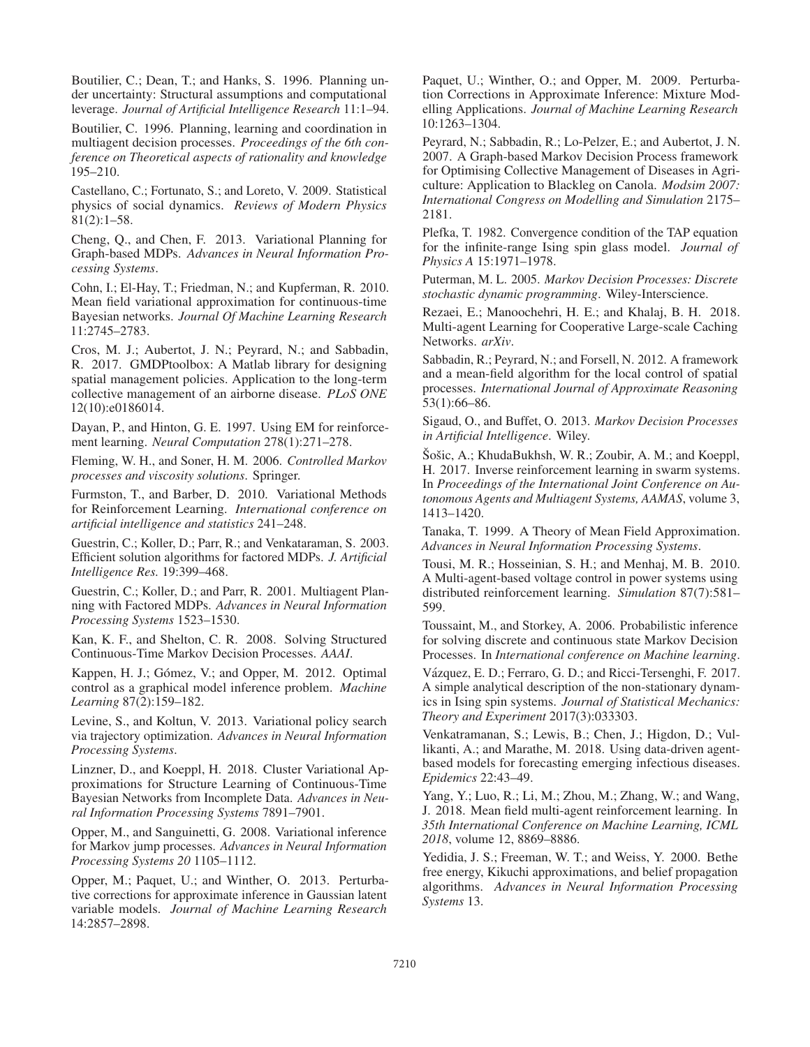Boutilier, C.; Dean, T.; and Hanks, S. 1996. Planning under uncertainty: Structural assumptions and computational leverage. *Journal of Artificial Intelligence Research* 11:1–94.

Boutilier, C. 1996. Planning, learning and coordination in multiagent decision processes. *Proceedings of the 6th conference on Theoretical aspects of rationality and knowledge* 195–210.

Castellano, C.; Fortunato, S.; and Loreto, V. 2009. Statistical physics of social dynamics. *Reviews of Modern Physics* 81(2):1–58.

Cheng, Q., and Chen, F. 2013. Variational Planning for Graph-based MDPs. *Advances in Neural Information Processing Systems*.

Cohn, I.; El-Hay, T.; Friedman, N.; and Kupferman, R. 2010. Mean field variational approximation for continuous-time Bayesian networks. *Journal Of Machine Learning Research* 11:2745–2783.

Cros, M. J.; Aubertot, J. N.; Peyrard, N.; and Sabbadin, R. 2017. GMDPtoolbox: A Matlab library for designing spatial management policies. Application to the long-term collective management of an airborne disease. *PLoS ONE* 12(10):e0186014.

Dayan, P., and Hinton, G. E. 1997. Using EM for reinforcement learning. *Neural Computation* 278(1):271–278.

Fleming, W. H., and Soner, H. M. 2006. *Controlled Markov processes and viscosity solutions*. Springer.

Furmston, T., and Barber, D. 2010. Variational Methods for Reinforcement Learning. *International conference on artificial intelligence and statistics* 241–248.

Guestrin, C.; Koller, D.; Parr, R.; and Venkataraman, S. 2003. Efficient solution algorithms for factored MDPs. *J. Artificial Intelligence Res.* 19:399–468.

Guestrin, C.; Koller, D.; and Parr, R. 2001. Multiagent Planning with Factored MDPs. *Advances in Neural Information Processing Systems* 1523–1530.

Kan, K. F., and Shelton, C. R. 2008. Solving Structured Continuous-Time Markov Decision Processes. *AAAI*.

Kappen, H. J.; Gómez, V.; and Opper, M. 2012. Optimal control as a graphical model inference problem. *Machine Learning* 87(2):159–182.

Levine, S., and Koltun, V. 2013. Variational policy search via trajectory optimization. *Advances in Neural Information Processing Systems*.

Linzner, D., and Koeppl, H. 2018. Cluster Variational Approximations for Structure Learning of Continuous-Time Bayesian Networks from Incomplete Data. *Advances in Neural Information Processing Systems* 7891–7901.

Opper, M., and Sanguinetti, G. 2008. Variational inference for Markov jump processes. *Advances in Neural Information Processing Systems 20* 1105–1112.

Opper, M.; Paquet, U.; and Winther, O. 2013. Perturbative corrections for approximate inference in Gaussian latent variable models. *Journal of Machine Learning Research* 14:2857–2898.

Paquet, U.; Winther, O.; and Opper, M. 2009. Perturbation Corrections in Approximate Inference: Mixture Modelling Applications. *Journal of Machine Learning Research* 10:1263–1304.

Peyrard, N.; Sabbadin, R.; Lo-Pelzer, E.; and Aubertot, J. N. 2007. A Graph-based Markov Decision Process framework for Optimising Collective Management of Diseases in Agriculture: Application to Blackleg on Canola. *Modsim 2007: International Congress on Modelling and Simulation* 2175–2181.

Plefka, T. 1982. Convergence condition of the TAP equation for the infinite-range Ising spin glass model. *Journal of Physics A* 15:1971–1978.

Puterman, M. L. 2005. *Markov Decision Processes: Discrete stochastic dynamic programming*. Wiley-Interscience.

Rezaei, E.; Manoochehri, H. E.; and Khalaj, B. H. 2018. Multi-agent Learning for Cooperative Large-scale Caching Networks. *arXiv*.

Sabbadin, R.; Peyrard, N.; and Forsell, N. 2012. A framework and a mean-field algorithm for the local control of spatial processes. *International Journal of Approximate Reasoning* 53(1):66–86.

Sigaud, O., and Buffet, O. 2013. *Markov Decision Processes in Artificial Intelligence*. Wiley.

Šošic, A.; KhudaBukhsh, W. R.; Zoubir, A. M.; and Koeppl, H. 2017. Inverse reinforcement learning in swarm systems. In *Proceedings of the International Joint Conference on Autonomous Agents and Multiagent Systems, AAMAS*, volume 3, 1413–1420.

Tanaka, T. 1999. A Theory of Mean Field Approximation. *Advances in Neural Information Processing Systems*.

Tousi, M. R.; Hosseinian, S. H.; and Menhaj, M. B. 2010. A Multi-agent-based voltage control in power systems using distributed reinforcement learning. *Simulation* 87(7):581–599.

Toussaint, M., and Storkey, A. 2006. Probabilistic inference for solving discrete and continuous state Markov Decision Processes. In *International conference on Machine learning*.

Vázquez, E. D.; Ferraro, G. D.; and Ricci-Tersenghi, F. 2017. A simple analytical description of the non-stationary dynamics in Ising spin systems. *Journal of Statistical Mechanics: Theory and Experiment* 2017(3):033303.

Venkatramanan, S.; Lewis, B.; Chen, J.; Higdon, D.; Vullikanti, A.; and Marathe, M. 2018. Using data-driven agent-based models for forecasting emerging infectious diseases. *Epidemics* 22:43–49.

Yang, Y.; Luo, R.; Li, M.; Zhou, M.; Zhang, W.; and Wang, J. 2018. Mean field multi-agent reinforcement learning. In *35th International Conference on Machine Learning, ICML 2018*, volume 12, 8869–8886.

Yedidia, J. S.; Freeman, W. T.; and Weiss, Y. 2000. Bethe free energy, Kikuchi approximations, and belief propagation algorithms. *Advances in Neural Information Processing Systems* 13.